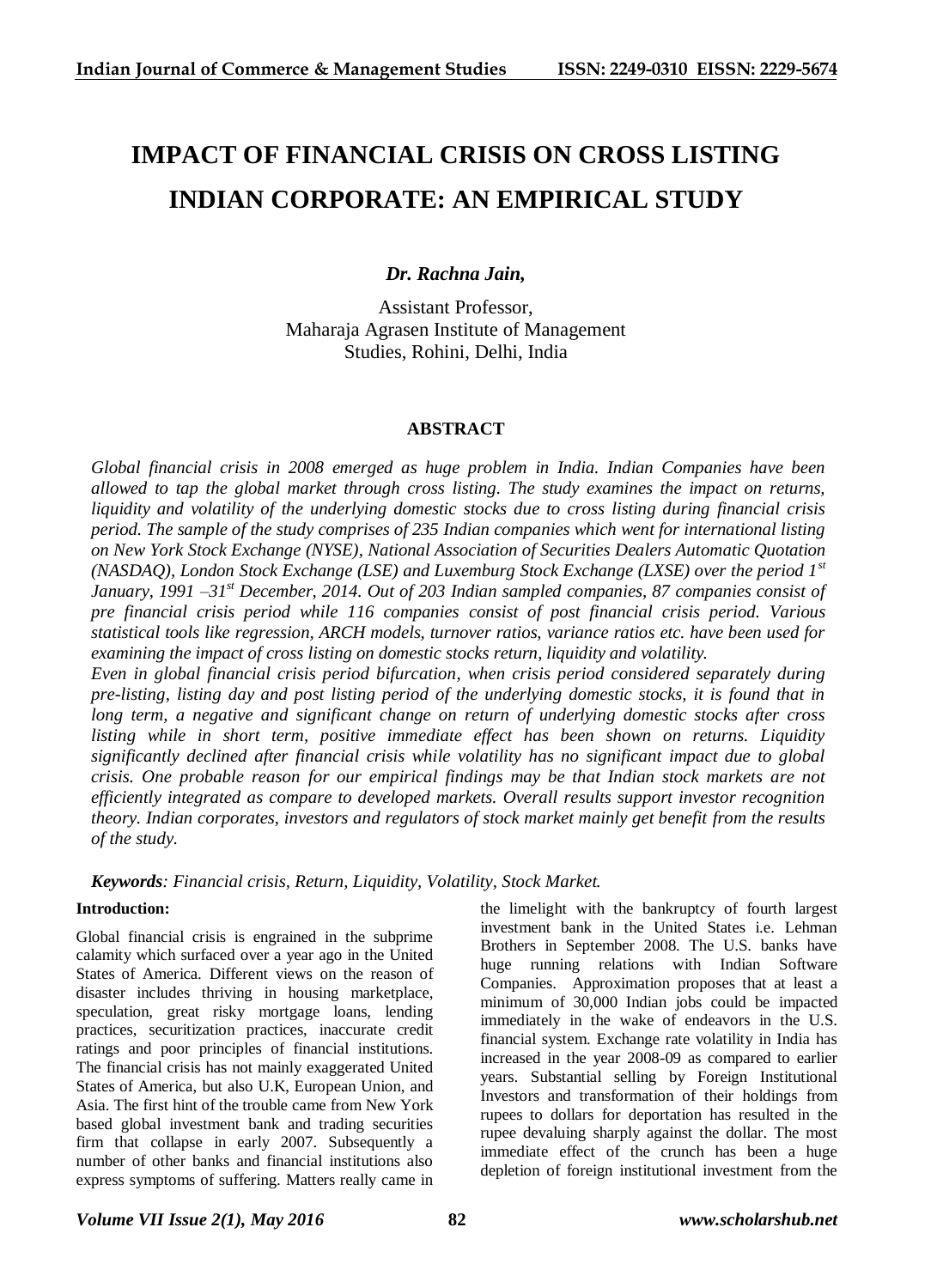# IMPACT OF FINANCIAL CRISIS ON CROSS LISTING INDIAN CORPORATE: AN EMPIRICAL STUDY

***Dr. Rachna Jain,***

Assistant Professor,
Maharaja Agrasen Institute of Management
Studies, Rohini, Delhi, India

## ABSTRACT

*Global financial crisis in 2008 emerged as huge problem in India. Indian Companies have been allowed to tap the global market through cross listing. The study examines the impact on returns, liquidity and volatility of the underlying domestic stocks due to cross listing during financial crisis period. The sample of the study comprises of 235 Indian companies which went for international listing on New York Stock Exchange (NYSE), National Association of Securities Dealers Automatic Quotation (NASDAQ), London Stock Exchange (LSE) and Luxemburg Stock Exchange (LXSE) over the period 1st January, 1991 –31st December, 2014. Out of 203 Indian sampled companies, 87 companies consist of pre financial crisis period while 116 companies consist of post financial crisis period. Various statistical tools like regression, ARCH models, turnover ratios, variance ratios etc. have been used for examining the impact of cross listing on domestic stocks return, liquidity and volatility.*

*Even in global financial crisis period bifurcation, when crisis period considered separately during pre-listing, listing day and post listing period of the underlying domestic stocks, it is found that in long term, a negative and significant change on return of underlying domestic stocks after cross listing while in short term, positive immediate effect has been shown on returns. Liquidity significantly declined after financial crisis while volatility has no significant impact due to global crisis. One probable reason for our empirical findings may be that Indian stock markets are not efficiently integrated as compare to developed markets. Overall results support investor recognition theory. Indian corporates, investors and regulators of stock market mainly get benefit from the results of the study.*

***Keywords**: Financial crisis, Return, Liquidity, Volatility, Stock Market.*

**Introduction:**

Global financial crisis is engrained in the subprime calamity which surfaced over a year ago in the United States of America. Different views on the reason of disaster includes thriving in housing marketplace, speculation, great risky mortgage loans, lending practices, securitization practices, inaccurate credit ratings and poor principles of financial institutions. The financial crisis has not mainly exaggerated United States of America, but also U.K, European Union, and Asia. The first hint of the trouble came from New York based global investment bank and trading securities firm that collapse in early 2007. Subsequently a number of other banks and financial institutions also express symptoms of suffering. Matters really came in the limelight with the bankruptcy of fourth largest investment bank in the United States i.e. Lehman Brothers in September 2008. The U.S. banks have huge running relations with Indian Software Companies. Approximation proposes that at least a minimum of 30,000 Indian jobs could be impacted immediately in the wake of endeavors in the U.S. financial system. Exchange rate volatility in India has increased in the year 2008-09 as compared to earlier years. Substantial selling by Foreign Institutional Investors and transformation of their holdings from rupees to dollars for deportation has resulted in the rupee devaluing sharply against the dollar. The most immediate effect of the crunch has been a huge depletion of foreign institutional investment from the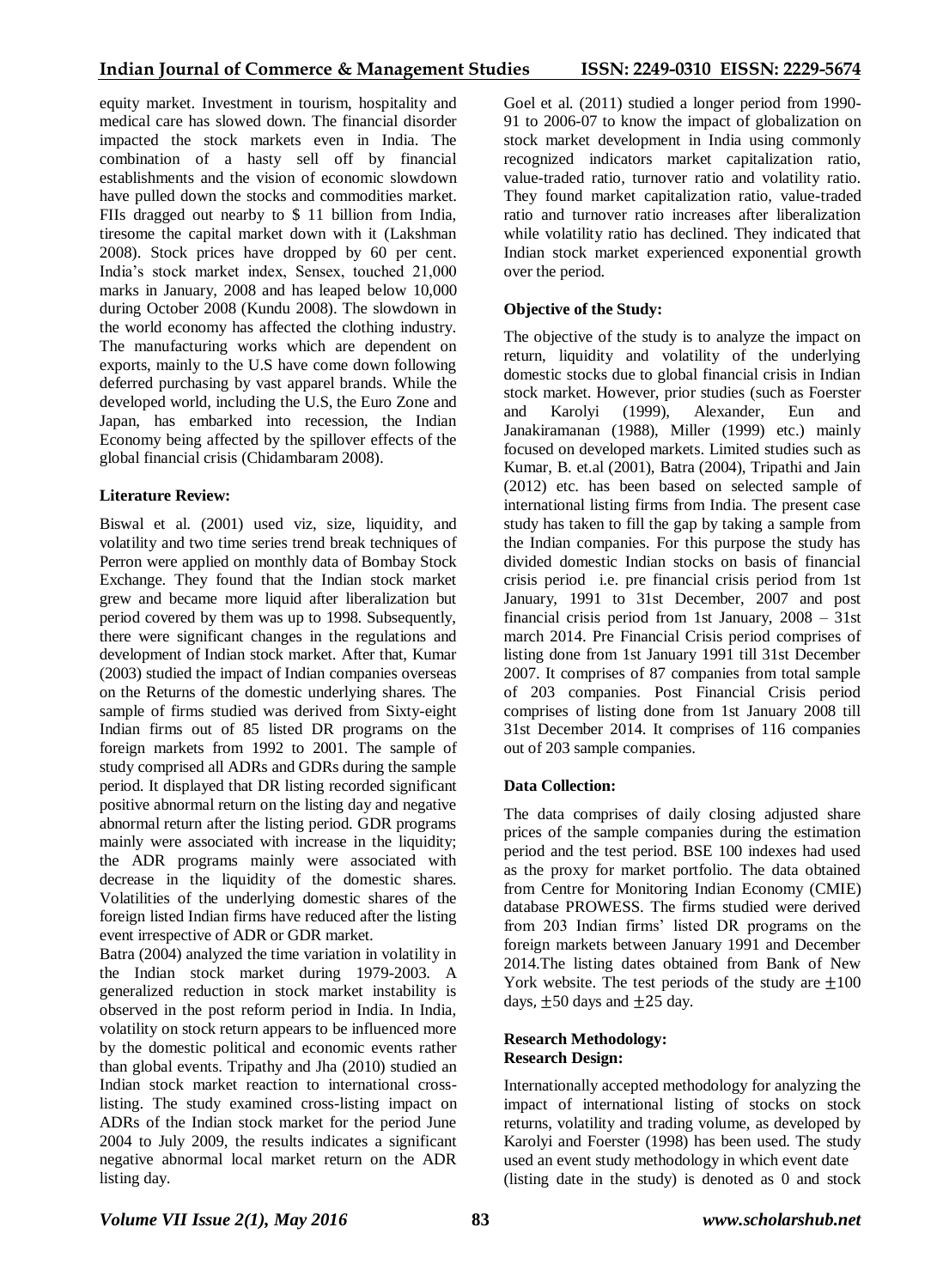equity market. Investment in tourism, hospitality and medical care has slowed down. The financial disorder impacted the stock markets even in India. The combination of a hasty sell off by financial establishments and the vision of economic slowdown have pulled down the stocks and commodities market. FIIs dragged out nearby to $ 11 billion from India, tiresome the capital market down with it (Lakshman 2008). Stock prices have dropped by 60 per cent. India's stock market index, Sensex, touched 21,000 marks in January, 2008 and has leaped below 10,000 during October 2008 (Kundu 2008). The slowdown in the world economy has affected the clothing industry. The manufacturing works which are dependent on exports, mainly to the U.S have come down following deferred purchasing by vast apparel brands. While the developed world, including the U.S, the Euro Zone and Japan, has embarked into recession, the Indian Economy being affected by the spillover effects of the global financial crisis (Chidambaram 2008).

**Literature Review:**

Biswal et al. (2001) used viz, size, liquidity, and volatility and two time series trend break techniques of Perron were applied on monthly data of Bombay Stock Exchange. They found that the Indian stock market grew and became more liquid after liberalization but period covered by them was up to 1998. Subsequently, there were significant changes in the regulations and development of Indian stock market. After that, Kumar (2003) studied the impact of Indian companies overseas on the Returns of the domestic underlying shares. The sample of firms studied was derived from Sixty-eight Indian firms out of 85 listed DR programs on the foreign markets from 1992 to 2001. The sample of study comprised all ADRs and GDRs during the sample period. It displayed that DR listing recorded significant positive abnormal return on the listing day and negative abnormal return after the listing period. GDR programs mainly were associated with increase in the liquidity; the ADR programs mainly were associated with decrease in the liquidity of the domestic shares. Volatilities of the underlying domestic shares of the foreign listed Indian firms have reduced after the listing event irrespective of ADR or GDR market.

Batra (2004) analyzed the time variation in volatility in the Indian stock market during 1979-2003. A generalized reduction in stock market instability is observed in the post reform period in India. In India, volatility on stock return appears to be influenced more by the domestic political and economic events rather than global events. Tripathy and Jha (2010) studied an Indian stock market reaction to international cross-listing. The study examined cross-listing impact on ADRs of the Indian stock market for the period June 2004 to July 2009, the results indicates a significant negative abnormal local market return on the ADR listing day.

Goel et al. (2011) studied a longer period from 1990-91 to 2006-07 to know the impact of globalization on stock market development in India using commonly recognized indicators market capitalization ratio, value-traded ratio, turnover ratio and volatility ratio. They found market capitalization ratio, value-traded ratio and turnover ratio increases after liberalization while volatility ratio has declined. They indicated that Indian stock market experienced exponential growth over the period.

**Objective of the Study:**

The objective of the study is to analyze the impact on return, liquidity and volatility of the underlying domestic stocks due to global financial crisis in Indian stock market. However, prior studies (such as Foerster and Karolyi (1999), Alexander, Eun and Janakiramanan (1988), Miller (1999) etc.) mainly focused on developed markets. Limited studies such as Kumar, B. et.al (2001), Batra (2004), Tripathi and Jain (2012) etc. has been based on selected sample of international listing firms from India. The present case study has taken to fill the gap by taking a sample from the Indian companies. For this purpose the study has divided domestic Indian stocks on basis of financial crisis period i.e. pre financial crisis period from 1st January, 1991 to 31st December, 2007 and post financial crisis period from 1st January, 2008 – 31st march 2014. Pre Financial Crisis period comprises of listing done from 1st January 1991 till 31st December 2007. It comprises of 87 companies from total sample of 203 companies. Post Financial Crisis period comprises of listing done from 1st January 2008 till 31st December 2014. It comprises of 116 companies out of 203 sample companies.

**Data Collection:**

The data comprises of daily closing adjusted share prices of the sample companies during the estimation period and the test period. BSE 100 indexes had used as the proxy for market portfolio. The data obtained from Centre for Monitoring Indian Economy (CMIE) database PROWESS. The firms studied were derived from 203 Indian firms' listed DR programs on the foreign markets between January 1991 and December 2014.The listing dates obtained from Bank of New York website. The test periods of the study are $\pm 100$ days, $\pm 50$ days and $\pm 25$ day.

**Research Methodology:**

**Research Design:**

Internationally accepted methodology for analyzing the impact of international listing of stocks on stock returns, volatility and trading volume, as developed by Karolyi and Foerster (1998) has been used. The study used an event study methodology in which event date (listing date in the study) is denoted as 0 and stock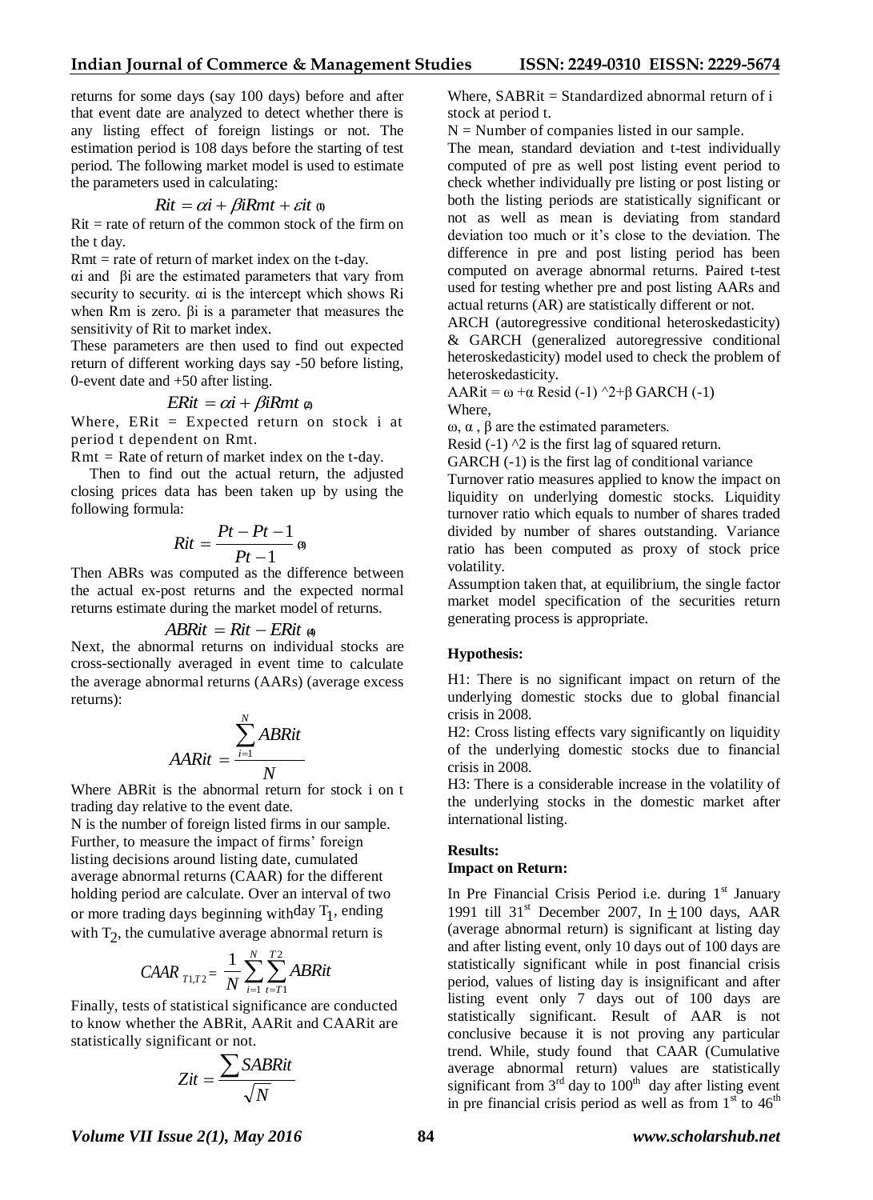returns for some days (say 100 days) before and after that event date are analyzed to detect whether there is any listing effect of foreign listings or not. The estimation period is 108 days before the starting of test period. The following market model is used to estimate the parameters used in calculating:

$$Rit = \alpha i + \beta iRmt + \varepsilon it \quad (1)$$

Rit = rate of return of the common stock of the firm on the t day.

Rmt = rate of return of market index on the t-day.

αi and βi are the estimated parameters that vary from security to security. αi is the intercept which shows Ri when Rm is zero. βi is a parameter that measures the sensitivity of Rit to market index.

These parameters are then used to find out expected return of different working days say -50 before listing, 0-event date and +50 after listing.

$$ERit = \alpha i + \beta iRmt \quad (2)$$

Where, ERit = Expected return on stock i at period t dependent on Rmt.

Rmt = Rate of return of market index on the t-day.

Then to find out the actual return, the adjusted closing prices data has been taken up by using the following formula:

$$Rit = \frac{Pt - Pt - 1}{Pt - 1} \quad (3)$$

Then ABRs was computed as the difference between the actual ex-post returns and the expected normal returns estimate during the market model of returns.

$$ABRit = Rit - ERit \quad (4)$$

Next, the abnormal returns on individual stocks are cross-sectionally averaged in event time to calculate the average abnormal returns (AARs) (average excess returns):

$$AARit = \frac{\sum_{i=1}^{N} ABRit}{N}$$

Where ABRit is the abnormal return for stock i on t trading day relative to the event date.

N is the number of foreign listed firms in our sample.

Further, to measure the impact of firms' foreign listing decisions around listing date, cumulated average abnormal returns (CAAR) for the different holding period are calculate. Over an interval of two or more trading days beginning with day $T_1$, ending with $T_2$, the cumulative average abnormal return is

$$CAAR_{T1,T2} = \frac{1}{N} \sum_{i=1}^{N} \sum_{t=T1}^{T2} ABRit$$

Finally, tests of statistical significance are conducted to know whether the ABRit, AARit and CAARit are statistically significant or not.

$$Zit = \frac{\sum SABRit}{\sqrt{N}}$$

Where, SABRit = Standardized abnormal return of i stock at period t.

N = Number of companies listed in our sample.

The mean, standard deviation and t-test individually computed of pre as well post listing event period to check whether individually pre listing or post listing or both the listing periods are statistically significant or not as well as mean is deviating from standard deviation too much or it's close to the deviation. The difference in pre and post listing period has been computed on average abnormal returns. Paired t-test used for testing whether pre and post listing AARs and actual returns (AR) are statistically different or not.

ARCH (autoregressive conditional heteroskedasticity) & GARCH (generalized autoregressive conditional heteroskedasticity) model used to check the problem of heteroskedasticity.

AARit = ω +α Resid (-1) ^2+β GARCH (-1)

Where,

ω, α , β are the estimated parameters.

Resid (-1) ^2 is the first lag of squared return.

GARCH (-1) is the first lag of conditional variance

Turnover ratio measures applied to know the impact on liquidity on underlying domestic stocks. Liquidity turnover ratio which equals to number of shares traded divided by number of shares outstanding. Variance ratio has been computed as proxy of stock price volatility.

Assumption taken that, at equilibrium, the single factor market model specification of the securities return generating process is appropriate.

**Hypothesis:**

H1: There is no significant impact on return of the underlying domestic stocks due to global financial crisis in 2008.

H2: Cross listing effects vary significantly on liquidity of the underlying domestic stocks due to financial crisis in 2008.

H3: There is a considerable increase in the volatility of the underlying stocks in the domestic market after international listing.

**Results:**

**Impact on Return:**

In Pre Financial Crisis Period i.e. during 1st January 1991 till 31st December 2007, In ± 100 days, AAR (average abnormal return) is significant at listing day and after listing event, only 10 days out of 100 days are statistically significant while in post financial crisis period, values of listing day is insignificant and after listing event only 7 days out of 100 days are statistically significant. Result of AAR is not conclusive because it is not proving any particular trend. While, study found that CAAR (Cumulative average abnormal return) values are statistically significant from 3rd day to 100th day after listing event in pre financial crisis period as well as from 1st to 46th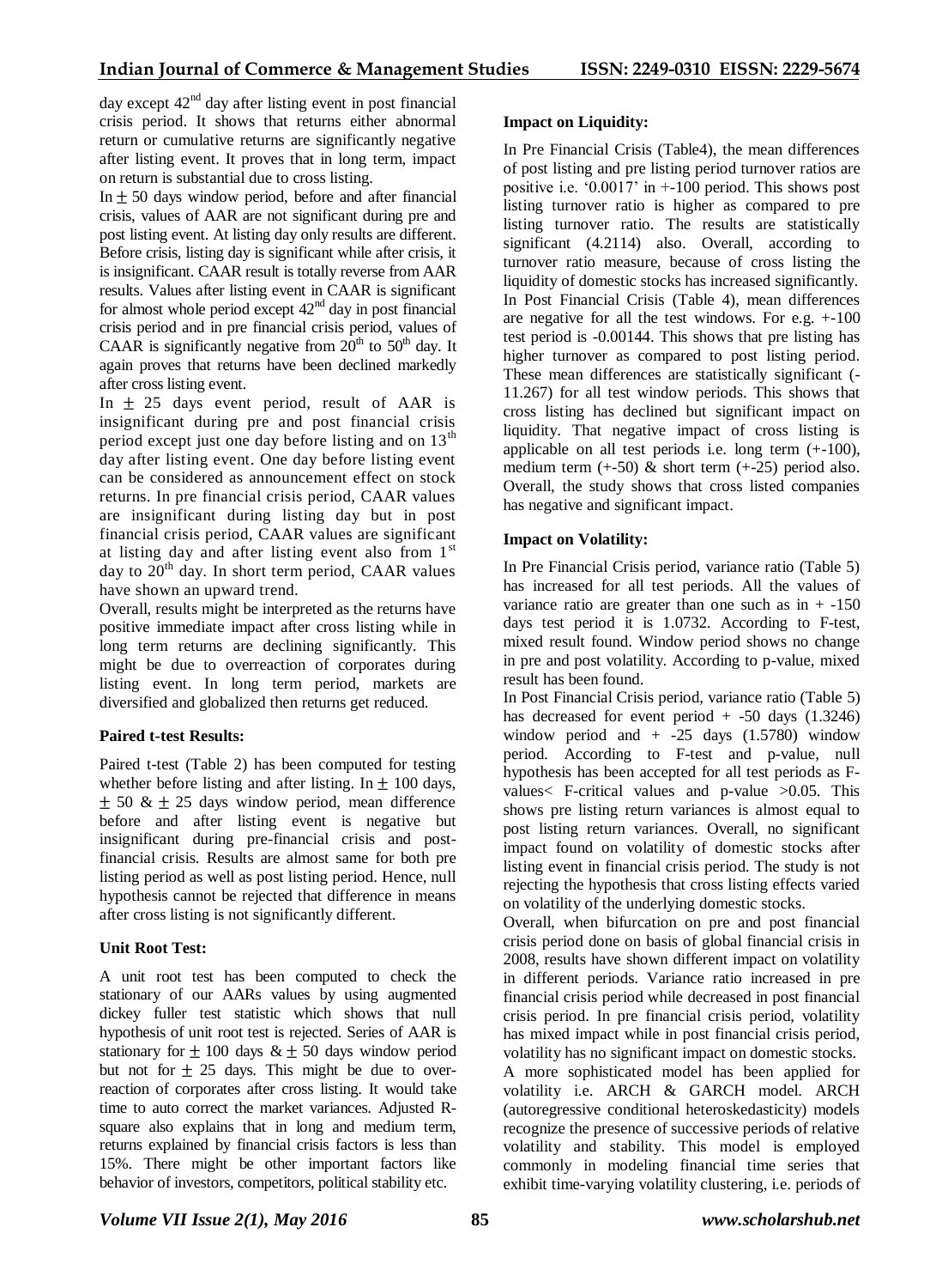day except 42nd day after listing event in post financial crisis period. It shows that returns either abnormal return or cumulative returns are significantly negative after listing event. It proves that in long term, impact on return is substantial due to cross listing.

In ± 50 days window period, before and after financial crisis, values of AAR are not significant during pre and post listing event. At listing day only results are different. Before crisis, listing day is significant while after crisis, it is insignificant. CAAR result is totally reverse from AAR results. Values after listing event in CAAR is significant for almost whole period except 42nd day in post financial crisis period and in pre financial crisis period, values of CAAR is significantly negative from 20th to 50th day. It again proves that returns have been declined markedly after cross listing event.

In ± 25 days event period, result of AAR is insignificant during pre and post financial crisis period except just one day before listing and on 13th day after listing event. One day before listing event can be considered as announcement effect on stock returns. In pre financial crisis period, CAAR values are insignificant during listing day but in post financial crisis period, CAAR values are significant at listing day and after listing event also from 1st day to 20th day. In short term period, CAAR values have shown an upward trend.

Overall, results might be interpreted as the returns have positive immediate impact after cross listing while in long term returns are declining significantly. This might be due to overreaction of corporates during listing event. In long term period, markets are diversified and globalized then returns get reduced.

**Paired t-test Results:**

Paired t-test (Table 2) has been computed for testing whether before listing and after listing. In ± 100 days, ± 50 & ± 25 days window period, mean difference before and after listing event is negative but insignificant during pre-financial crisis and post-financial crisis. Results are almost same for both pre listing period as well as post listing period. Hence, null hypothesis cannot be rejected that difference in means after cross listing is not significantly different.

**Unit Root Test:**

A unit root test has been computed to check the stationary of our AARs values by using augmented dickey fuller test statistic which shows that null hypothesis of unit root test is rejected. Series of AAR is stationary for ± 100 days & ± 50 days window period but not for ± 25 days. This might be due to over-reaction of corporates after cross listing. It would take time to auto correct the market variances. Adjusted R-square also explains that in long and medium term, returns explained by financial crisis factors is less than 15%. There might be other important factors like behavior of investors, competitors, political stability etc.

**Impact on Liquidity:**

In Pre Financial Crisis (Table4), the mean differences of post listing and pre listing period turnover ratios are positive i.e. '0.0017' in +-100 period. This shows post listing turnover ratio is higher as compared to pre listing turnover ratio. The results are statistically significant (4.2114) also. Overall, according to turnover ratio measure, because of cross listing the liquidity of domestic stocks has increased significantly.

In Post Financial Crisis (Table 4), mean differences are negative for all the test windows. For e.g. +-100 test period is -0.00144. This shows that pre listing has higher turnover as compared to post listing period. These mean differences are statistically significant (-11.267) for all test window periods. This shows that cross listing has declined but significant impact on liquidity. That negative impact of cross listing is applicable on all test periods i.e. long term (+-100), medium term (+-50) & short term (+-25) period also. Overall, the study shows that cross listed companies has negative and significant impact.

**Impact on Volatility:**

In Pre Financial Crisis period, variance ratio (Table 5) has increased for all test periods. All the values of variance ratio are greater than one such as in + -150 days test period it is 1.0732. According to F-test, mixed result found. Window period shows no change in pre and post volatility. According to p-value, mixed result has been found.

In Post Financial Crisis period, variance ratio (Table 5) has decreased for event period + -50 days (1.3246) window period and + -25 days (1.5780) window period. According to F-test and p-value, null hypothesis has been accepted for all test periods as F-values< F-critical values and p-value >0.05. This shows pre listing return variances is almost equal to post listing return variances. Overall, no significant impact found on volatility of domestic stocks after listing event in financial crisis period. The study is not rejecting the hypothesis that cross listing effects varied on volatility of the underlying domestic stocks.

Overall, when bifurcation on pre and post financial crisis period done on basis of global financial crisis in 2008, results have shown different impact on volatility in different periods. Variance ratio increased in pre financial crisis period while decreased in post financial crisis period. In pre financial crisis period, volatility has mixed impact while in post financial crisis period, volatility has no significant impact on domestic stocks.

A more sophisticated model has been applied for volatility i.e. ARCH & GARCH model. ARCH (autoregressive conditional heteroskedasticity) models recognize the presence of successive periods of relative volatility and stability. This model is employed commonly in modeling financial time series that exhibit time-varying volatility clustering, i.e. periods of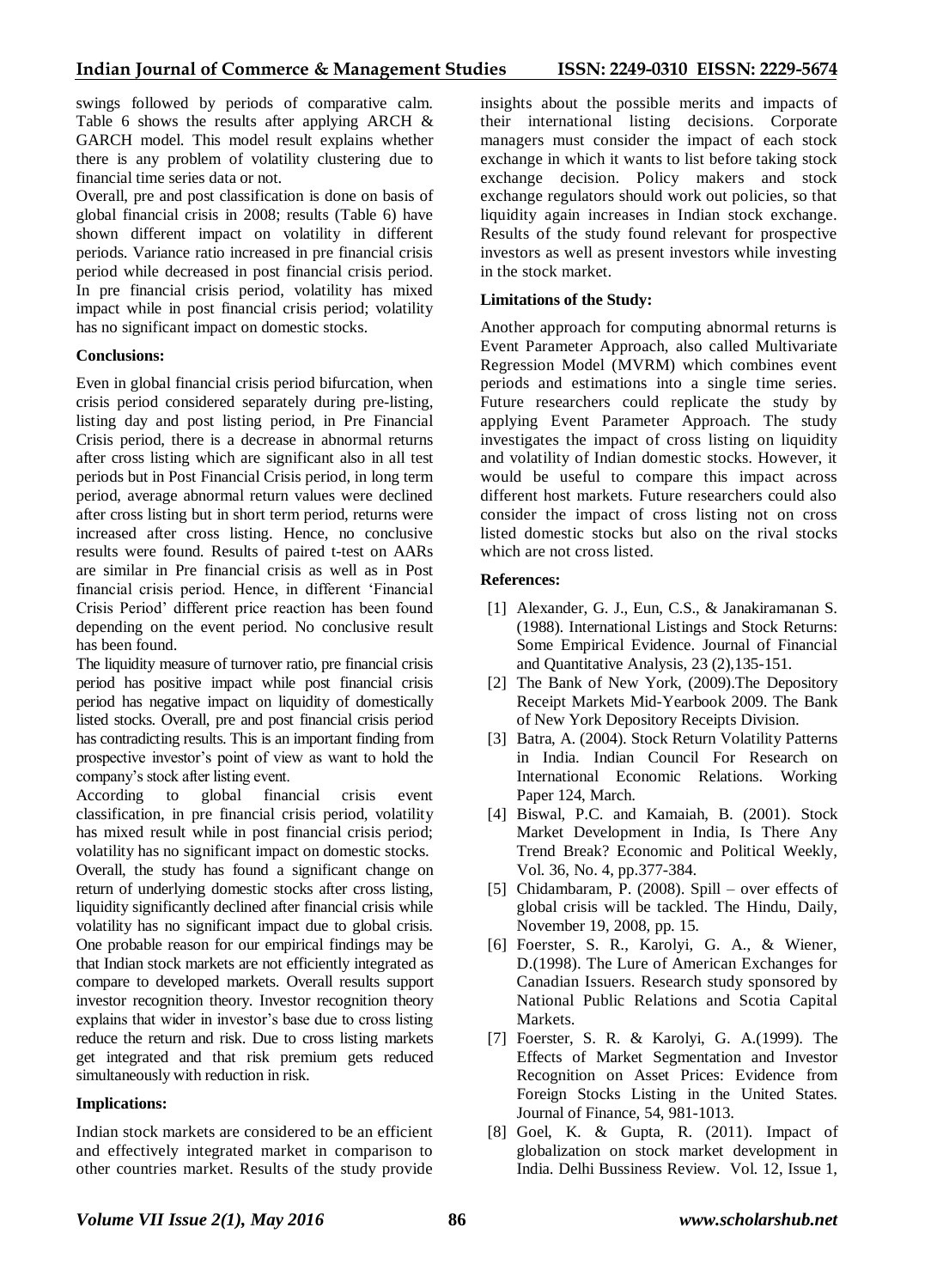swings followed by periods of comparative calm. Table 6 shows the results after applying ARCH & GARCH model. This model result explains whether there is any problem of volatility clustering due to financial time series data or not.

Overall, pre and post classification is done on basis of global financial crisis in 2008; results (Table 6) have shown different impact on volatility in different periods. Variance ratio increased in pre financial crisis period while decreased in post financial crisis period. In pre financial crisis period, volatility has mixed impact while in post financial crisis period; volatility has no significant impact on domestic stocks.

**Conclusions:**

Even in global financial crisis period bifurcation, when crisis period considered separately during pre-listing, listing day and post listing period, in Pre Financial Crisis period, there is a decrease in abnormal returns after cross listing which are significant also in all test periods but in Post Financial Crisis period, in long term period, average abnormal return values were declined after cross listing but in short term period, returns were increased after cross listing. Hence, no conclusive results were found. Results of paired t-test on AARs are similar in Pre financial crisis as well as in Post financial crisis period. Hence, in different 'Financial Crisis Period' different price reaction has been found depending on the event period. No conclusive result has been found.

The liquidity measure of turnover ratio, pre financial crisis period has positive impact while post financial crisis period has negative impact on liquidity of domestically listed stocks. Overall, pre and post financial crisis period has contradicting results. This is an important finding from prospective investor's point of view as want to hold the company's stock after listing event.

According to global financial crisis event classification, in pre financial crisis period, volatility has mixed result while in post financial crisis period; volatility has no significant impact on domestic stocks.

Overall, the study has found a significant change on return of underlying domestic stocks after cross listing, liquidity significantly declined after financial crisis while volatility has no significant impact due to global crisis. One probable reason for our empirical findings may be that Indian stock markets are not efficiently integrated as compare to developed markets. Overall results support investor recognition theory. Investor recognition theory explains that wider in investor's base due to cross listing reduce the return and risk. Due to cross listing markets get integrated and that risk premium gets reduced simultaneously with reduction in risk.

**Implications:**

Indian stock markets are considered to be an efficient and effectively integrated market in comparison to other countries market. Results of the study provide insights about the possible merits and impacts of their international listing decisions. Corporate managers must consider the impact of each stock exchange in which it wants to list before taking stock exchange decision. Policy makers and stock exchange regulators should work out policies, so that liquidity again increases in Indian stock exchange. Results of the study found relevant for prospective investors as well as present investors while investing in the stock market.

**Limitations of the Study:**

Another approach for computing abnormal returns is Event Parameter Approach, also called Multivariate Regression Model (MVRM) which combines event periods and estimations into a single time series. Future researchers could replicate the study by applying Event Parameter Approach. The study investigates the impact of cross listing on liquidity and volatility of Indian domestic stocks. However, it would be useful to compare this impact across different host markets. Future researchers could also consider the impact of cross listing not on cross listed domestic stocks but also on the rival stocks which are not cross listed.

**References:**

[1] Alexander, G. J., Eun, C.S., & Janakiramanan S. (1988). International Listings and Stock Returns: Some Empirical Evidence. Journal of Financial and Quantitative Analysis, 23 (2),135-151.

[2] The Bank of New York, (2009).The Depository Receipt Markets Mid-Yearbook 2009. The Bank of New York Depository Receipts Division.

[3] Batra, A. (2004). Stock Return Volatility Patterns in India. Indian Council For Research on International Economic Relations. Working Paper 124, March.

[4] Biswal, P.C. and Kamaiah, B. (2001). Stock Market Development in India, Is There Any Trend Break? Economic and Political Weekly, Vol. 36, No. 4, pp.377-384.

[5] Chidambaram, P. (2008). Spill – over effects of global crisis will be tackled. The Hindu, Daily, November 19, 2008, pp. 15.

[6] Foerster, S. R., Karolyi, G. A., & Wiener, D.(1998). The Lure of American Exchanges for Canadian Issuers. Research study sponsored by National Public Relations and Scotia Capital Markets.

[7] Foerster, S. R. & Karolyi, G. A.(1999). The Effects of Market Segmentation and Investor Recognition on Asset Prices: Evidence from Foreign Stocks Listing in the United States. Journal of Finance, 54, 981-1013.

[8] Goel, K. & Gupta, R. (2011). Impact of globalization on stock market development in India. Delhi Bussiness Review. Vol. 12, Issue 1,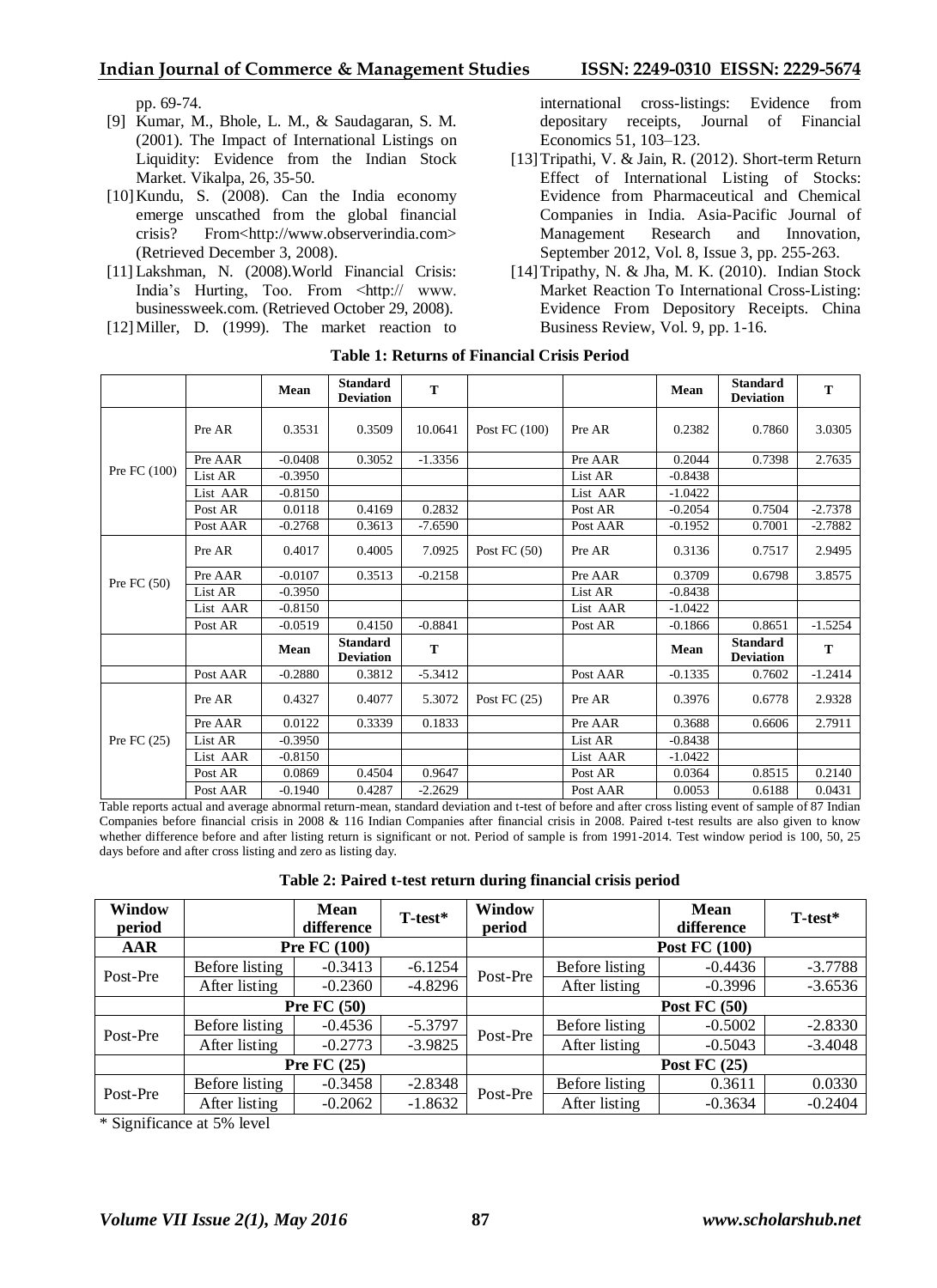pp. 69-74.

[9] Kumar, M., Bhole, L. M., & Saudagaran, S. M. (2001). The Impact of International Listings on Liquidity: Evidence from the Indian Stock Market. Vikalpa, 26, 35-50.

[10] Kundu, S. (2008). Can the India economy emerge unscathed from the global financial crisis? From<http://www.observerindia.com> (Retrieved December 3, 2008).

[11] Lakshman, N. (2008).World Financial Crisis: India's Hurting, Too. From <http:// www. businessweek.com. (Retrieved October 29, 2008).

[12] Miller, D. (1999). The market reaction to international cross-listings: Evidence from depositary receipts, Journal of Financial Economics 51, 103–123.

[13] Tripathi, V. & Jain, R. (2012). Short-term Return Effect of International Listing of Stocks: Evidence from Pharmaceutical and Chemical Companies in India. Asia-Pacific Journal of Management Research and Innovation, September 2012, Vol. 8, Issue 3, pp. 255-263.

[14] Tripathy, N. & Jha, M. K. (2010). Indian Stock Market Reaction To International Cross-Listing: Evidence From Depository Receipts. China Business Review, Vol. 9, pp. 1-16.

**Table 1: Returns of Financial Crisis Period**

| | | Mean | Standard Deviation | T | | | Mean | Standard Deviation | T |
|---|---|---|---|---|---|---|---|---|---|
| Pre FC (100) | Pre AR | 0.3531 | 0.3509 | 10.0641 | Post FC (100) | Pre AR | 0.2382 | 0.7860 | 3.0305 |
| | Pre AAR | -0.0408 | 0.3052 | -1.3356 | | Pre AAR | 0.2044 | 0.7398 | 2.7635 |
| | List AR | -0.3950 | | | | List AR | -0.8438 | | |
| | List AAR | -0.8150 | | | | List AAR | -1.0422 | | |
| | Post AR | 0.0118 | 0.4169 | 0.2832 | | Post AR | -0.2054 | 0.7504 | -2.7378 |
| | Post AAR | -0.2768 | 0.3613 | -7.6590 | | Post AAR | -0.1952 | 0.7001 | -2.7882 |
| Pre FC (50) | Pre AR | 0.4017 | 0.4005 | 7.0925 | Post FC (50) | Pre AR | 0.3136 | 0.7517 | 2.9495 |
| | Pre AAR | -0.0107 | 0.3513 | -0.2158 | | Pre AAR | 0.3709 | 0.6798 | 3.8575 |
| | List AR | -0.3950 | | | | List AR | -0.8438 | | |
| | List AAR | -0.8150 | | | | List AAR | -1.0422 | | |
| | Post AR | -0.0519 | 0.4150 | -0.8841 | | Post AR | -0.1866 | 0.8651 | -1.5254 |
| | | Mean | Standard Deviation | T | | | Mean | Standard Deviation | T |
| | Post AAR | -0.2880 | 0.3812 | -5.3412 | | Post AAR | -0.1335 | 0.7602 | -1.2414 |
| Pre FC (25) | Pre AR | 0.4327 | 0.4077 | 5.3072 | Post FC (25) | Pre AR | 0.3976 | 0.6778 | 2.9328 |
| | Pre AAR | 0.0122 | 0.3339 | 0.1833 | | Pre AAR | 0.3688 | 0.6606 | 2.7911 |
| | List AR | -0.3950 | | | | List AR | -0.8438 | | |
| | List AAR | -0.8150 | | | | List AAR | -1.0422 | | |
| | Post AR | 0.0869 | 0.4504 | 0.9647 | | Post AR | 0.0364 | 0.8515 | 0.2140 |
| | Post AAR | -0.1940 | 0.4287 | -2.2629 | | Post AAR | 0.0053 | 0.6188 | 0.0431 |

Table reports actual and average abnormal return-mean, standard deviation and t-test of before and after cross listing event of sample of 87 Indian Companies before financial crisis in 2008 & 116 Indian Companies after financial crisis in 2008. Paired t-test results are also given to know whether difference before and after listing return is significant or not. Period of sample is from 1991-2014. Test window period is 100, 50, 25 days before and after cross listing and zero as listing day.

**Table 2: Paired t-test return during financial crisis period**

| Window period | | Mean difference | T-test* | Window period | | Mean difference | T-test* |
|---|---|---|---|---|---|---|---|
| **AAR** | **Pre FC (100)** | | | | **Post FC (100)** | | |
| Post-Pre | Before listing | -0.3413 | -6.1254 | Post-Pre | Before listing | -0.4436 | -3.7788 |
| | After listing | -0.2360 | -4.8296 | | After listing | -0.3996 | -3.6536 |
| | **Pre FC (50)** | | | | **Post FC (50)** | | |
| Post-Pre | Before listing | -0.4536 | -5.3797 | Post-Pre | Before listing | -0.5002 | -2.8330 |
| | After listing | -0.2773 | -3.9825 | | After listing | -0.5043 | -3.4048 |
| | **Pre FC (25)** | | | | **Post FC (25)** | | |
| Post-Pre | Before listing | -0.3458 | -2.8348 | Post-Pre | Before listing | 0.3611 | 0.0330 |
| | After listing | -0.2062 | -1.8632 | | After listing | -0.3634 | -0.2404 |

* Significance at 5% level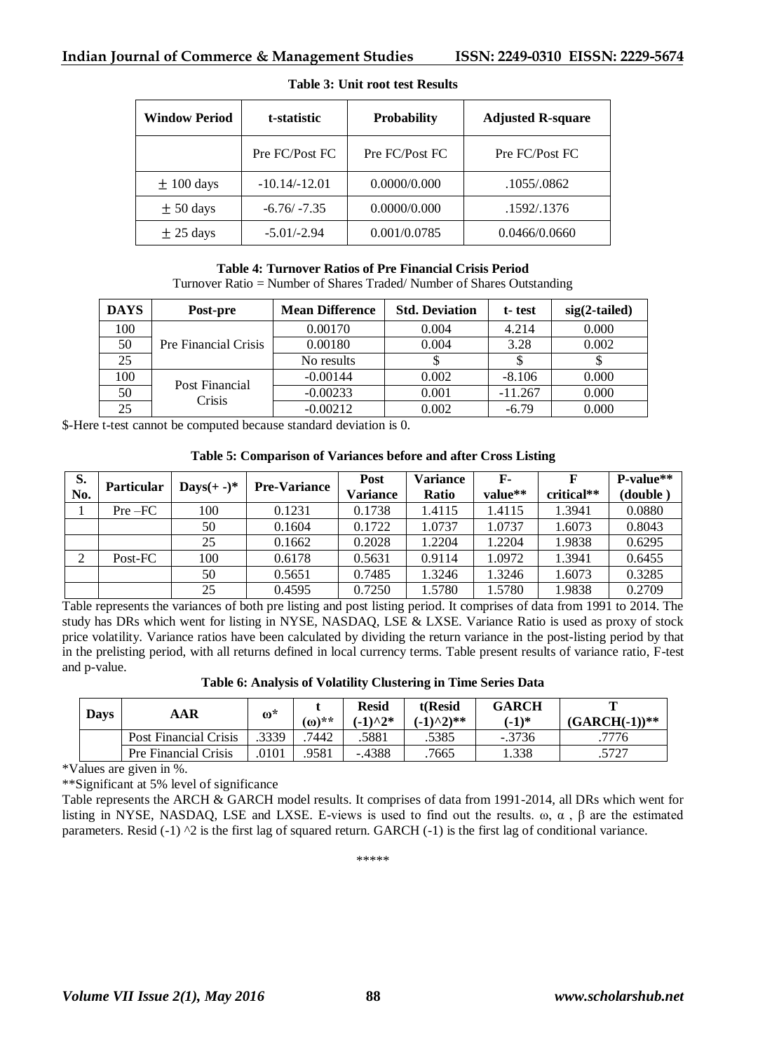**Table 3: Unit root test Results**

| Window Period | t-statistic | Probability | Adjusted R-square |
|---|---|---|---|
| | Pre FC/Post FC | Pre FC/Post FC | Pre FC/Post FC |
| $\pm$ 100 days | -10.14/-12.01 | 0.0000/0.000 | .1055/.0862 |
| $\pm$ 50 days | -6.76/ -7.35 | 0.0000/0.000 | .1592/.1376 |
| $\pm$ 25 days | -5.01/-2.94 | 0.001/0.0785 | 0.0466/0.0660 |

**Table 4: Turnover Ratios of Pre Financial Crisis Period**

Turnover Ratio = Number of Shares Traded/ Number of Shares Outstanding

| DAYS | Post-pre | Mean Difference | Std. Deviation | t- test | sig(2-tailed) |
|---|---|---|---|---|---|
| 100 | Pre Financial Crisis | 0.00170 | 0.004 | 4.214 | 0.000 |
| 50 | | 0.00180 | 0.004 | 3.28 | 0.002 |
| 25 | | No results | $ | $ | $ |
| 100 | Post Financial Crisis | -0.00144 | 0.002 | -8.106 | 0.000 |
| 50 | | -0.00233 | 0.001 | -11.267 | 0.000 |
| 25 | | -0.00212 | 0.002 | -6.79 | 0.000 |

$-Here t-test cannot be computed because standard deviation is 0.

**Table 5: Comparison of Variances before and after Cross Listing**

| S. No. | Particular | Days(+ -)* | Pre-Variance | Post Variance | Variance Ratio | F-value** | F critical** | P-value** (double ) |
|---|---|---|---|---|---|---|---|---|
| 1 | Pre –FC | 100 | 0.1231 | 0.1738 | 1.4115 | 1.4115 | 1.3941 | 0.0880 |
| | | 50 | 0.1604 | 0.1722 | 1.0737 | 1.0737 | 1.6073 | 0.8043 |
| | | 25 | 0.1662 | 0.2028 | 1.2204 | 1.2204 | 1.9838 | 0.6295 |
| 2 | Post-FC | 100 | 0.6178 | 0.5631 | 0.9114 | 1.0972 | 1.3941 | 0.6455 |
| | | 50 | 0.5651 | 0.7485 | 1.3246 | 1.3246 | 1.6073 | 0.3285 |
| | | 25 | 0.4595 | 0.7250 | 1.5780 | 1.5780 | 1.9838 | 0.2709 |

Table represents the variances of both pre listing and post listing period. It comprises of data from 1991 to 2014. The study has DRs which went for listing in NYSE, NASDAQ, LSE & LXSE. Variance Ratio is used as proxy of stock price volatility. Variance ratios have been calculated by dividing the return variance in the post-listing period by that in the prelisting period, with all returns defined in local currency terms. Table present results of variance ratio, F-test and p-value.

**Table 6: Analysis of Volatility Clustering in Time Series Data**

| Days | AAR | ω* | t (ω)** | Resid (-1)^2* | t(Resid (-1)^2)** | GARCH (-1)* | T (GARCH(-1))** |
|---|---|---|---|---|---|---|---|
| | Post Financial Crisis | .3339 | .7442 | .5881 | .5385 | -.3736 | .7776 |
| | Pre Financial Crisis | .0101 | .9581 | -.4388 | .7665 | 1.338 | .5727 |

*Values are given in %.

**Significant at 5% level of significance

Table represents the ARCH & GARCH model results. It comprises of data from 1991-2014, all DRs which went for listing in NYSE, NASDAQ, LSE and LXSE. E-views is used to find out the results. ω, α , β are the estimated parameters. Resid (-1) ^2 is the first lag of squared return. GARCH (-1) is the first lag of conditional variance.

*****